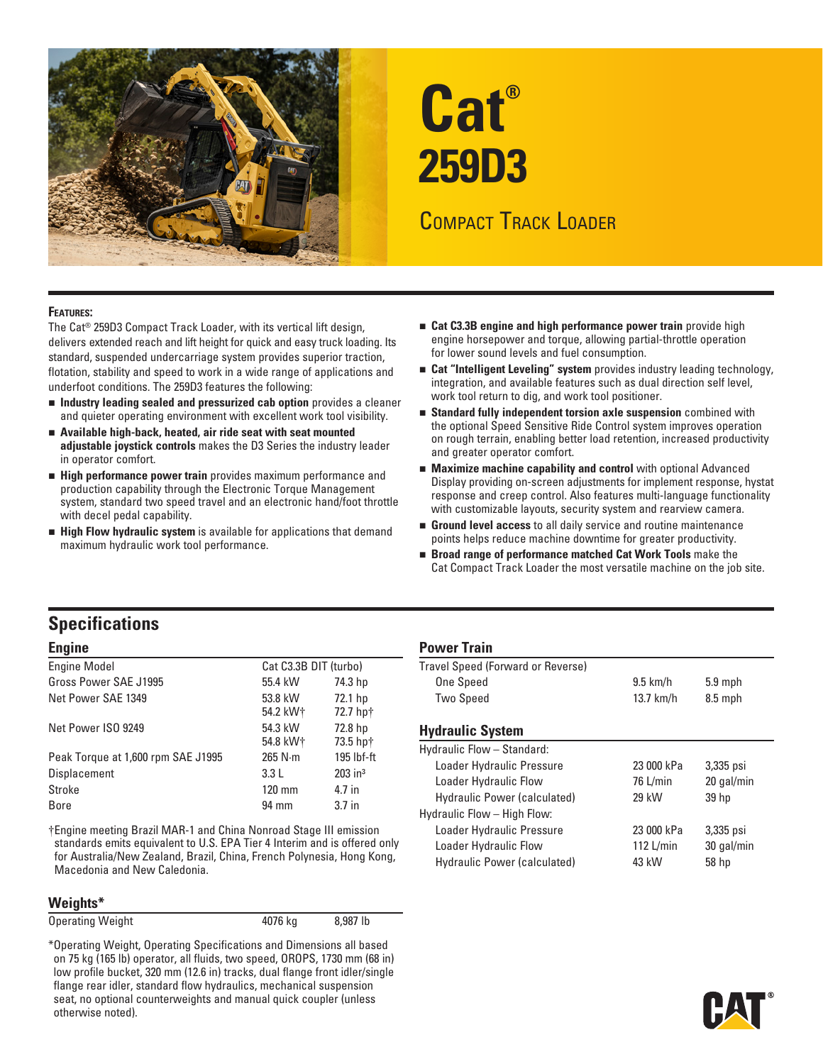# Cat® 259D3

## Compact Track Loader

**Features:**

The Cat® 259D3 Compact Track Loader, with its vertical lift design, delivers extended reach and lift height for quick and easy truck loading. Its standard, suspended undercarriage system provides superior traction, flotation, stability and speed to work in a wide range of applications and underfoot conditions. The 259D3 features the following:

- **Industry leading sealed and pressurized cab option** provides a cleaner and quieter operating environment with excellent work tool visibility.
- **Available high-back, heated, air ride seat with seat mounted adjustable joystick controls** makes the D3 Series the industry leader in operator comfort.
- **High performance power train** provides maximum performance and production capability through the Electronic Torque Management system, standard two speed travel and an electronic hand/foot throttle with decel pedal capability.
- **High Flow hydraulic system** is available for applications that demand maximum hydraulic work tool performance.
- **Cat C3.3B engine and high performance power train** provide high engine horsepower and torque, allowing partial-throttle operation for lower sound levels and fuel consumption.
- **Cat "Intelligent Leveling" system** provides industry leading technology, integration, and available features such as dual direction self level, work tool return to dig, and work tool positioner.
- **Standard fully independent torsion axle suspension** combined with the optional Speed Sensitive Ride Control system improves operation on rough terrain, enabling better load retention, increased productivity and greater operator comfort.
- **Maximize machine capability and control** with optional Advanced Display providing on-screen adjustments for implement response, hystat response and creep control. Also features multi-language functionality with customizable layouts, security system and rearview camera.
- **Ground level access** to all daily service and routine maintenance points helps reduce machine downtime for greater productivity.
- **Broad range of performance matched Cat Work Tools** make the Cat Compact Track Loader the most versatile machine on the job site.

## Specifications

### Engine

| | | |
|---|---|---|
| Engine Model | Cat C3.3B DIT (turbo) | |
| Gross Power SAE J1995 | 55.4 kW | 74.3 hp |
| Net Power SAE 1349 | 53.8 kW<br>54.2 kW† | 72.1 hp<br>72.7 hp† |
| Net Power ISO 9249 | 54.3 kW<br>54.8 kW† | 72.8 hp<br>73.5 hp† |
| Peak Torque at 1,600 rpm SAE J1995 | 265 N·m | 195 lbf-ft |
| Displacement | 3.3 L | 203 in³ |
| Stroke | 120 mm | 4.7 in |
| Bore | 94 mm | 3.7 in |

†Engine meeting Brazil MAR-1 and China Nonroad Stage III emission standards emits equivalent to U.S. EPA Tier 4 Interim and is offered only for Australia/New Zealand, Brazil, China, French Polynesia, Hong Kong, Macedonia and New Caledonia.

### Weights*

| | | |
|---|---|---|
| Operating Weight | 4076 kg | 8,987 lb |

*Operating Weight, Operating Specifications and Dimensions all based on 75 kg (165 lb) operator, all fluids, two speed, OROPS, 1730 mm (68 in) low profile bucket, 320 mm (12.6 in) tracks, dual flange front idler/single flange rear idler, standard flow hydraulics, mechanical suspension seat, no optional counterweights and manual quick coupler (unless otherwise noted).

### Power Train

| | | |
|---|---|---|
| Travel Speed (Forward or Reverse) | | |
| One Speed | 9.5 km/h | 5.9 mph |
| Two Speed | 13.7 km/h | 8.5 mph |

### Hydraulic System

| | | |
|---|---|---|
| Hydraulic Flow – Standard: | | |
| Loader Hydraulic Pressure | 23 000 kPa | 3,335 psi |
| Loader Hydraulic Flow | 76 L/min | 20 gal/min |
| Hydraulic Power (calculated) | 29 kW | 39 hp |
| Hydraulic Flow – High Flow: | | |
| Loader Hydraulic Pressure | 23 000 kPa | 3,335 psi |
| Loader Hydraulic Flow | 112 L/min | 30 gal/min |
| Hydraulic Power (calculated) | 43 kW | 58 hp |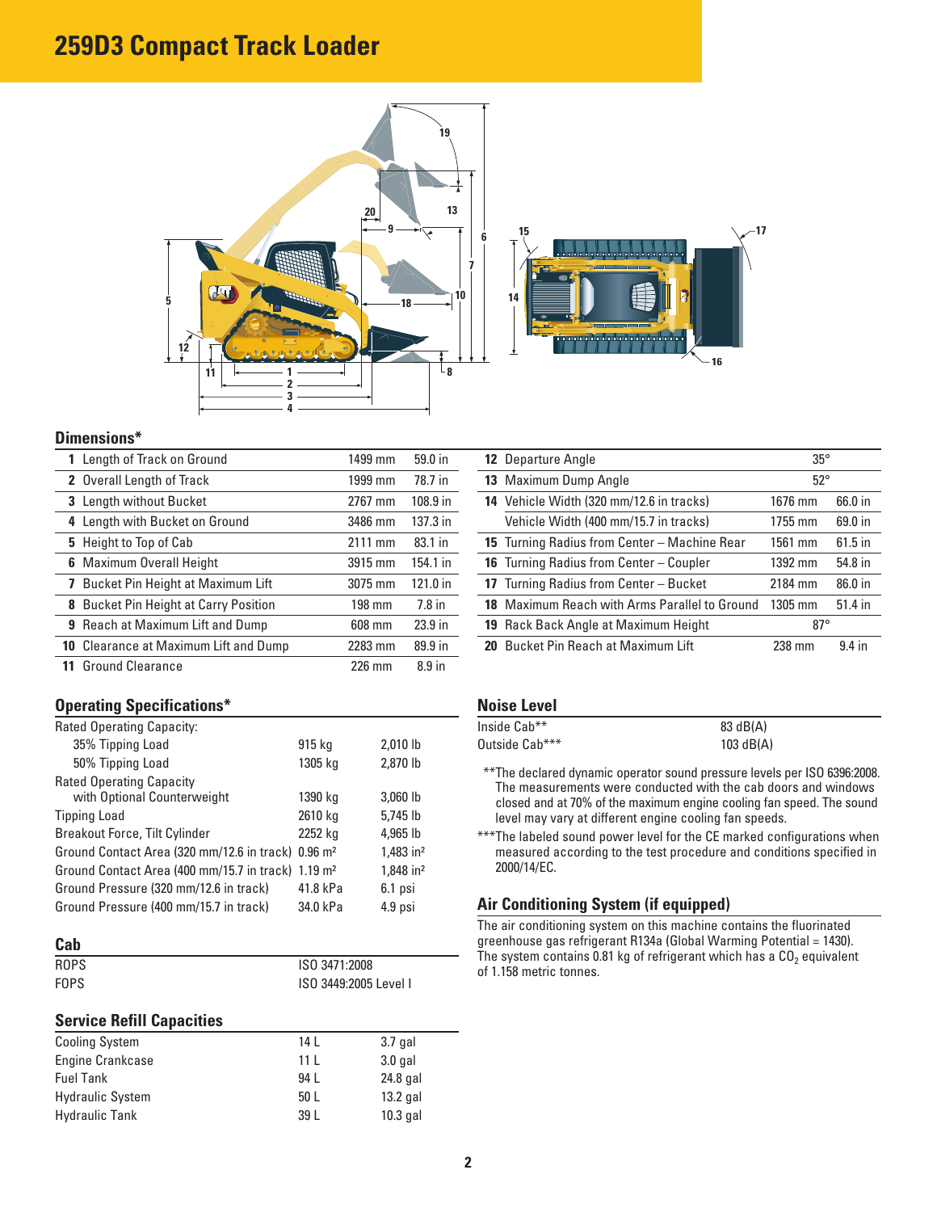# 259D3 Compact Track Loader

## Dimensions*

| | | | |
|---|---|---|---|
| **1** | Length of Track on Ground | 1499 mm | 59.0 in |
| **2** | Overall Length of Track | 1999 mm | 78.7 in |
| **3** | Length without Bucket | 2767 mm | 108.9 in |
| **4** | Length with Bucket on Ground | 3486 mm | 137.3 in |
| **5** | Height to Top of Cab | 2111 mm | 83.1 in |
| **6** | Maximum Overall Height | 3915 mm | 154.1 in |
| **7** | Bucket Pin Height at Maximum Lift | 3075 mm | 121.0 in |
| **8** | Bucket Pin Height at Carry Position | 198 mm | 7.8 in |
| **9** | Reach at Maximum Lift and Dump | 608 mm | 23.9 in |
| **10** | Clearance at Maximum Lift and Dump | 2283 mm | 89.9 in |
| **11** | Ground Clearance | 226 mm | 8.9 in |
| **12** | Departure Angle | 35° | |
| **13** | Maximum Dump Angle | 52° | |
| **14** | Vehicle Width (320 mm/12.6 in tracks) | 1676 mm | 66.0 in |
| | Vehicle Width (400 mm/15.7 in tracks) | 1755 mm | 69.0 in |
| **15** | Turning Radius from Center – Machine Rear | 1561 mm | 61.5 in |
| **16** | Turning Radius from Center – Coupler | 1392 mm | 54.8 in |
| **17** | Turning Radius from Center – Bucket | 2184 mm | 86.0 in |
| **18** | Maximum Reach with Arms Parallel to Ground | 1305 mm | 51.4 in |
| **19** | Rack Back Angle at Maximum Height | 87° | |
| **20** | Bucket Pin Reach at Maximum Lift | 238 mm | 9.4 in |

## Operating Specifications*

| | | |
|---|---|---|
| Rated Operating Capacity: | | |
| 35% Tipping Load | 915 kg | 2,010 lb |
| 50% Tipping Load | 1305 kg | 2,870 lb |
| Rated Operating Capacity with Optional Counterweight | 1390 kg | 3,060 lb |
| Tipping Load | 2610 kg | 5,745 lb |
| Breakout Force, Tilt Cylinder | 2252 kg | 4,965 lb |
| Ground Contact Area (320 mm/12.6 in track) | 0.96 m² | 1,483 in² |
| Ground Contact Area (400 mm/15.7 in track) | 1.19 m² | 1,848 in² |
| Ground Pressure (320 mm/12.6 in track) | 41.8 kPa | 6.1 psi |
| Ground Pressure (400 mm/15.7 in track) | 34.0 kPa | 4.9 psi |

## Cab

| | |
|---|---|
| ROPS | ISO 3471:2008 |
| FOPS | ISO 3449:2005 Level I |

## Service Refill Capacities

| | | |
|---|---|---|
| Cooling System | 14 L | 3.7 gal |
| Engine Crankcase | 11 L | 3.0 gal |
| Fuel Tank | 94 L | 24.8 gal |
| Hydraulic System | 50 L | 13.2 gal |
| Hydraulic Tank | 39 L | 10.3 gal |

## Noise Level

| | |
|---|---|
| Inside Cab** | 83 dB(A) |
| Outside Cab*** | 103 dB(A) |

**The declared dynamic operator sound pressure levels per ISO 6396:2008. The measurements were conducted with the cab doors and windows closed and at 70% of the maximum engine cooling fan speed. The sound level may vary at different engine cooling fan speeds.

***The labeled sound power level for the CE marked configurations when measured according to the test procedure and conditions specified in 2000/14/EC.

## Air Conditioning System (if equipped)

The air conditioning system on this machine contains the fluorinated greenhouse gas refrigerant R134a (Global Warming Potential = 1430). The system contains 0.81 kg of refrigerant which has a $CO_2$ equivalent of 1.158 metric tonnes.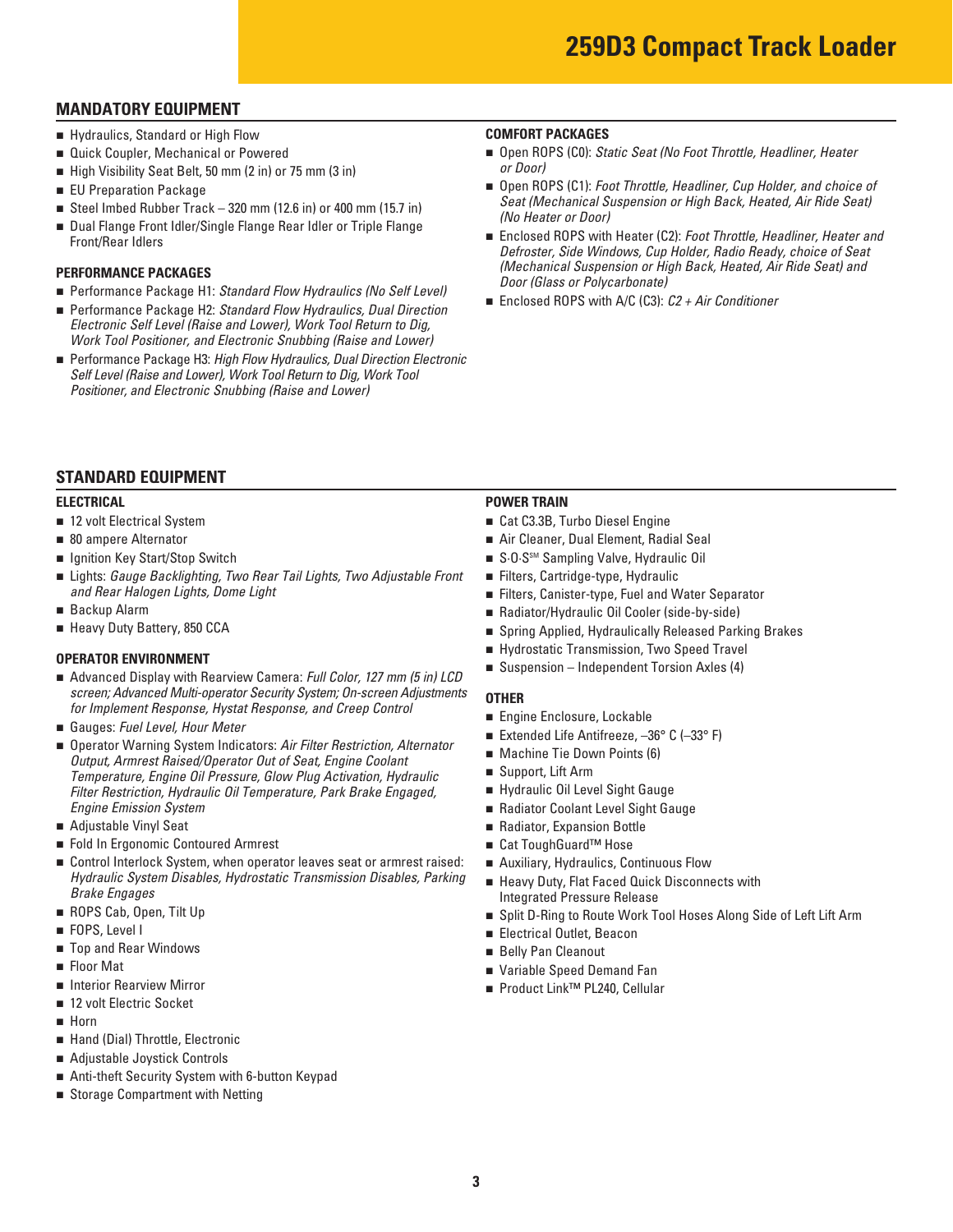# 259D3 Compact Track Loader

## MANDATORY EQUIPMENT

- Hydraulics, Standard or High Flow
- Quick Coupler, Mechanical or Powered
- High Visibility Seat Belt, 50 mm (2 in) or 75 mm (3 in)
- EU Preparation Package
- Steel Imbed Rubber Track – 320 mm (12.6 in) or 400 mm (15.7 in)
- Dual Flange Front Idler/Single Flange Rear Idler or Triple Flange Front/Rear Idlers

### PERFORMANCE PACKAGES

- Performance Package H1: *Standard Flow Hydraulics (No Self Level)*
- Performance Package H2: *Standard Flow Hydraulics, Dual Direction Electronic Self Level (Raise and Lower), Work Tool Return to Dig, Work Tool Positioner, and Electronic Snubbing (Raise and Lower)*
- Performance Package H3: *High Flow Hydraulics, Dual Direction Electronic Self Level (Raise and Lower), Work Tool Return to Dig, Work Tool Positioner, and Electronic Snubbing (Raise and Lower)*

### COMFORT PACKAGES

- Open ROPS (C0): *Static Seat (No Foot Throttle, Headliner, Heater or Door)*
- Open ROPS (C1): *Foot Throttle, Headliner, Cup Holder, and choice of Seat (Mechanical Suspension or High Back, Heated, Air Ride Seat) (No Heater or Door)*
- Enclosed ROPS with Heater (C2): *Foot Throttle, Headliner, Heater and Defroster, Side Windows, Cup Holder, Radio Ready, choice of Seat (Mechanical Suspension or High Back, Heated, Air Ride Seat) and Door (Glass or Polycarbonate)*
- Enclosed ROPS with A/C (C3): *C2 + Air Conditioner*

## STANDARD EQUIPMENT

### ELECTRICAL

- 12 volt Electrical System
- 80 ampere Alternator
- Ignition Key Start/Stop Switch
- Lights: *Gauge Backlighting, Two Rear Tail Lights, Two Adjustable Front and Rear Halogen Lights, Dome Light*
- Backup Alarm
- Heavy Duty Battery, 850 CCA

### OPERATOR ENVIRONMENT

- Advanced Display with Rearview Camera: *Full Color, 127 mm (5 in) LCD screen; Advanced Multi-operator Security System; On-screen Adjustments for Implement Response, Hystat Response, and Creep Control*
- Gauges: *Fuel Level, Hour Meter*
- Operator Warning System Indicators: *Air Filter Restriction, Alternator Output, Armrest Raised/Operator Out of Seat, Engine Coolant Temperature, Engine Oil Pressure, Glow Plug Activation, Hydraulic Filter Restriction, Hydraulic Oil Temperature, Park Brake Engaged, Engine Emission System*
- Adjustable Vinyl Seat
- Fold In Ergonomic Contoured Armrest
- Control Interlock System, when operator leaves seat or armrest raised: *Hydraulic System Disables, Hydrostatic Transmission Disables, Parking Brake Engages*
- ROPS Cab, Open, Tilt Up
- FOPS, Level I
- Top and Rear Windows
- Floor Mat
- Interior Rearview Mirror
- 12 volt Electric Socket
- Horn
- Hand (Dial) Throttle, Electronic
- Adjustable Joystick Controls
- Anti-theft Security System with 6-button Keypad
- Storage Compartment with Netting

### POWER TRAIN

- Cat C3.3B, Turbo Diesel Engine
- Air Cleaner, Dual Element, Radial Seal
- S·O·S[SM] Sampling Valve, Hydraulic Oil
- Filters, Cartridge-type, Hydraulic
- Filters, Canister-type, Fuel and Water Separator
- Radiator/Hydraulic Oil Cooler (side-by-side)
- Spring Applied, Hydraulically Released Parking Brakes
- Hydrostatic Transmission, Two Speed Travel
- Suspension – Independent Torsion Axles (4)

### OTHER

- Engine Enclosure, Lockable
- Extended Life Antifreeze, –36° C (–33° F)
- Machine Tie Down Points (6)
- Support, Lift Arm
- Hydraulic Oil Level Sight Gauge
- Radiator Coolant Level Sight Gauge
- Radiator, Expansion Bottle
- Cat ToughGuard™ Hose
- Auxiliary, Hydraulics, Continuous Flow
- Heavy Duty, Flat Faced Quick Disconnects with Integrated Pressure Release
- Split D-Ring to Route Work Tool Hoses Along Side of Left Lift Arm
- Electrical Outlet, Beacon
- Belly Pan Cleanout
- Variable Speed Demand Fan
- Product Link™ PL240, Cellular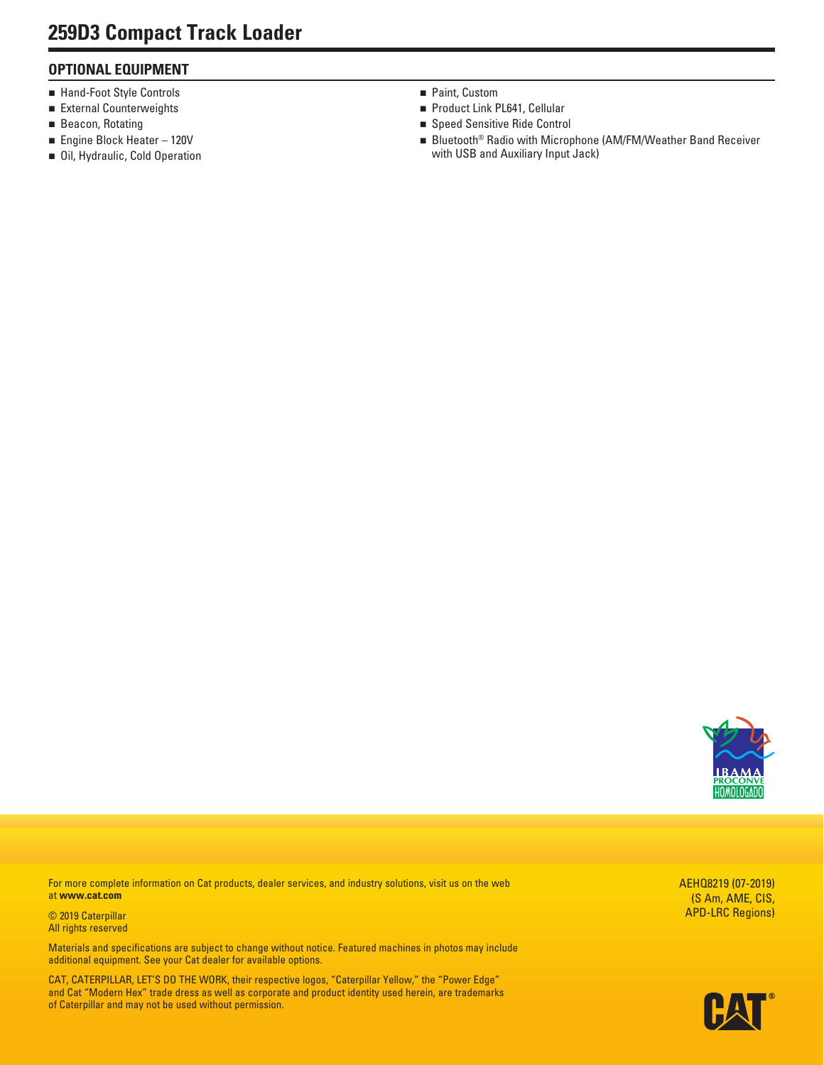# 259D3 Compact Track Loader

## OPTIONAL EQUIPMENT

- Hand-Foot Style Controls
- External Counterweights
- Beacon, Rotating
- Engine Block Heater – 120V
- Oil, Hydraulic, Cold Operation
- Paint, Custom
- Product Link PL641, Cellular
- Speed Sensitive Ride Control
- Bluetooth® Radio with Microphone (AM/FM/Weather Band Receiver with USB and Auxiliary Input Jack)

IBAMA PROCONVE HOMOLOGADO

For more complete information on Cat products, dealer services, and industry solutions, visit us on the web at **www.cat.com**

© 2019 Caterpillar
All rights reserved

Materials and specifications are subject to change without notice. Featured machines in photos may include additional equipment. See your Cat dealer for available options.

CAT, CATERPILLAR, LET'S DO THE WORK, their respective logos, "Caterpillar Yellow," the "Power Edge" and Cat "Modern Hex" trade dress as well as corporate and product identity used herein, are trademarks of Caterpillar and may not be used without permission.

AEHQ8219 (07-2019)
(S Am, AME, CIS, APD-LRC Regions)